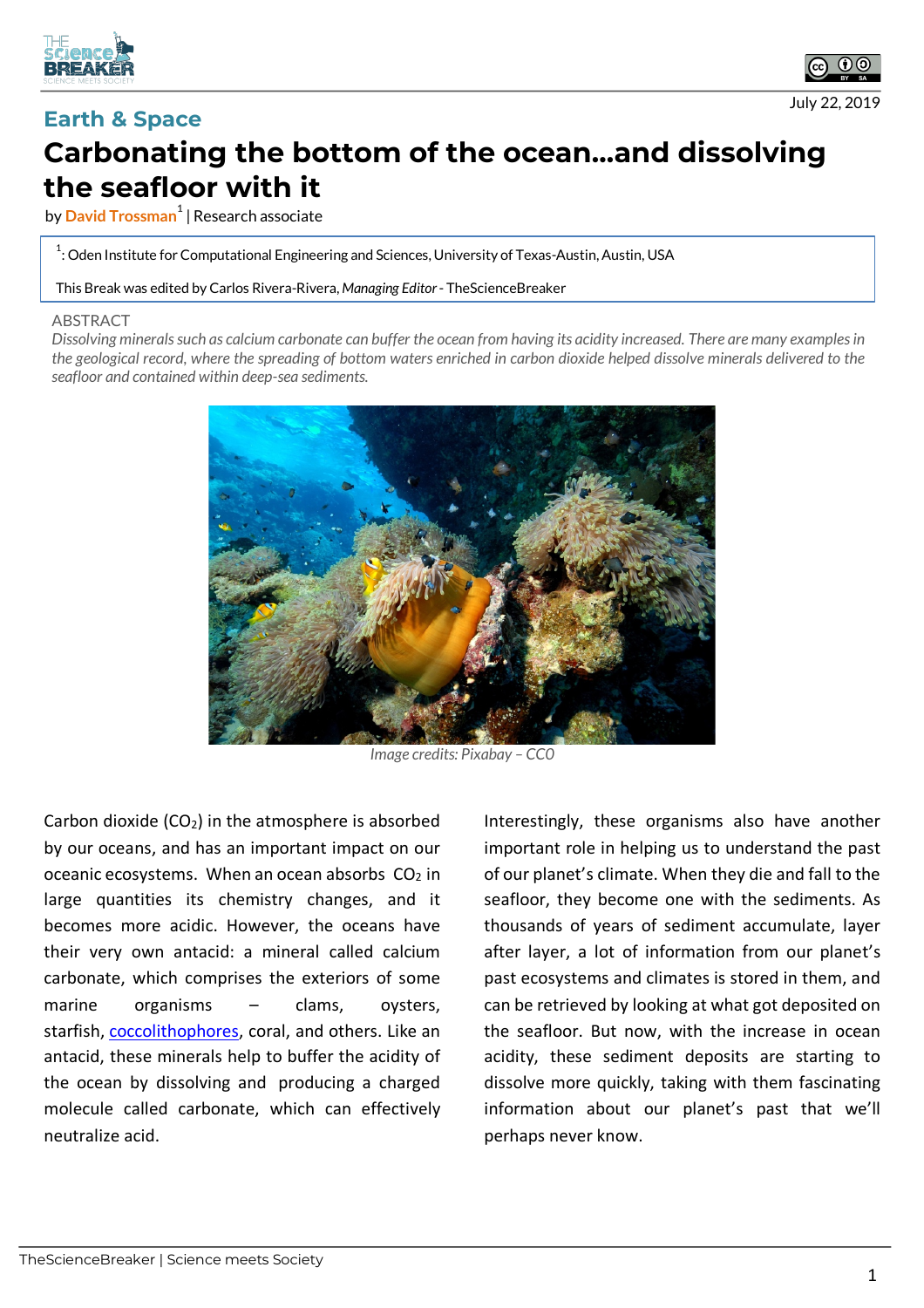Earth & Space

July 22, 2019

# Carbonating the bottom of the ocean…and dissolving the seafloor with it

by **David Trossman**[1] | Research associate

[1]: Oden Institute for Computational Engineering and Sciences, University of Texas-Austin, Austin, USA

This Break was edited by Carlos Rivera-Rivera, *Managing Editor* - TheScienceBreaker

ABSTRACT

*Dissolving minerals such as calcium carbonate can buffer the ocean from having its acidity increased. There are many examples in the geological record, where the spreading of bottom waters enriched in carbon dioxide helped dissolve minerals delivered to the seafloor and contained within deep-sea sediments.*

*Image credits: Pixabay – CC0*

Carbon dioxide ($CO_2$) in the atmosphere is absorbed by our oceans, and has an important impact on our oceanic ecosystems. When an ocean absorbs $CO_2$ in large quantities its chemistry changes, and it becomes more acidic. However, the oceans have their very own antacid: a mineral called calcium carbonate, which comprises the exteriors of some marine organisms – clams, oysters, starfish, coccolithophores, coral, and others. Like an antacid, these minerals help to buffer the acidity of the ocean by dissolving and producing a charged molecule called carbonate, which can effectively neutralize acid.

Interestingly, these organisms also have another important role in helping us to understand the past of our planet's climate. When they die and fall to the seafloor, they become one with the sediments. As thousands of years of sediment accumulate, layer after layer, a lot of information from our planet's past ecosystems and climates is stored in them, and can be retrieved by looking at what got deposited on the seafloor. But now, with the increase in ocean acidity, these sediment deposits are starting to dissolve more quickly, taking with them fascinating information about our planet's past that we'll perhaps never know.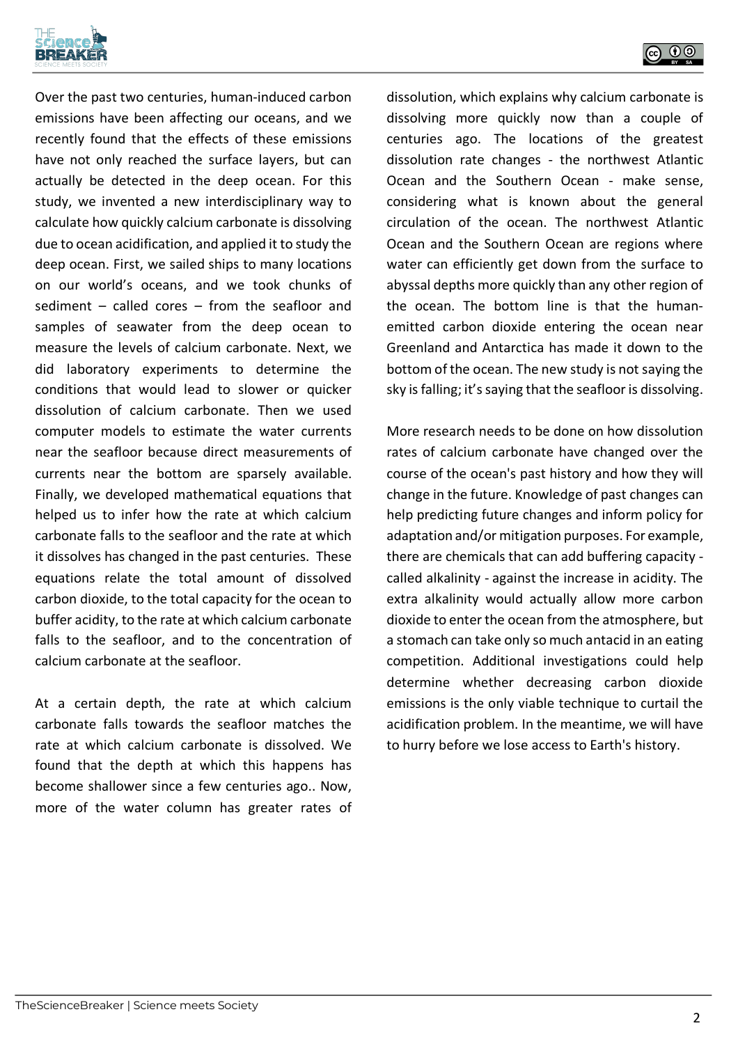Over the past two centuries, human-induced carbon emissions have been affecting our oceans, and we recently found that the effects of these emissions have not only reached the surface layers, but can actually be detected in the deep ocean. For this study, we invented a new interdisciplinary way to calculate how quickly calcium carbonate is dissolving due to ocean acidification, and applied it to study the deep ocean. First, we sailed ships to many locations on our world's oceans, and we took chunks of sediment – called cores – from the seafloor and samples of seawater from the deep ocean to measure the levels of calcium carbonate. Next, we did laboratory experiments to determine the conditions that would lead to slower or quicker dissolution of calcium carbonate. Then we used computer models to estimate the water currents near the seafloor because direct measurements of currents near the bottom are sparsely available. Finally, we developed mathematical equations that helped us to infer how the rate at which calcium carbonate falls to the seafloor and the rate at which it dissolves has changed in the past centuries. These equations relate the total amount of dissolved carbon dioxide, to the total capacity for the ocean to buffer acidity, to the rate at which calcium carbonate falls to the seafloor, and to the concentration of calcium carbonate at the seafloor.

At a certain depth, the rate at which calcium carbonate falls towards the seafloor matches the rate at which calcium carbonate is dissolved. We found that the depth at which this happens has become shallower since a few centuries ago.. Now, more of the water column has greater rates of dissolution, which explains why calcium carbonate is dissolving more quickly now than a couple of centuries ago. The locations of the greatest dissolution rate changes - the northwest Atlantic Ocean and the Southern Ocean - make sense, considering what is known about the general circulation of the ocean. The northwest Atlantic Ocean and the Southern Ocean are regions where water can efficiently get down from the surface to abyssal depths more quickly than any other region of the ocean. The bottom line is that the human-emitted carbon dioxide entering the ocean near Greenland and Antarctica has made it down to the bottom of the ocean. The new study is not saying the sky is falling; it's saying that the seafloor is dissolving.

More research needs to be done on how dissolution rates of calcium carbonate have changed over the course of the ocean's past history and how they will change in the future. Knowledge of past changes can help predicting future changes and inform policy for adaptation and/or mitigation purposes. For example, there are chemicals that can add buffering capacity - called alkalinity - against the increase in acidity. The extra alkalinity would actually allow more carbon dioxide to enter the ocean from the atmosphere, but a stomach can take only so much antacid in an eating competition. Additional investigations could help determine whether decreasing carbon dioxide emissions is the only viable technique to curtail the acidification problem. In the meantime, we will have to hurry before we lose access to Earth's history.